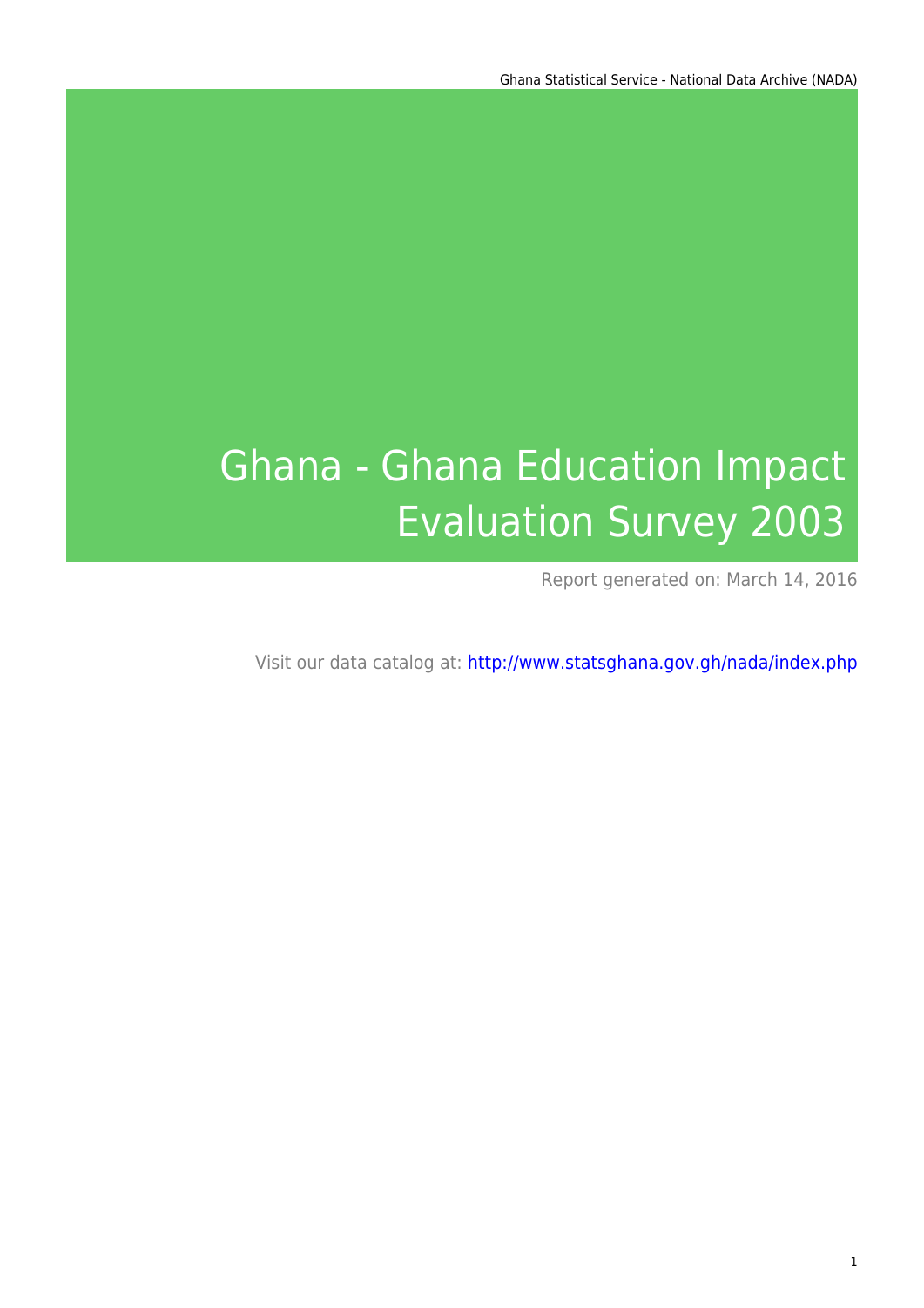# Ghana - Ghana Education Impact Evaluation Survey 2003

Report generated on: March 14, 2016

Visit our data catalog at: http://www.statsghana.gov.gh/nada/index.php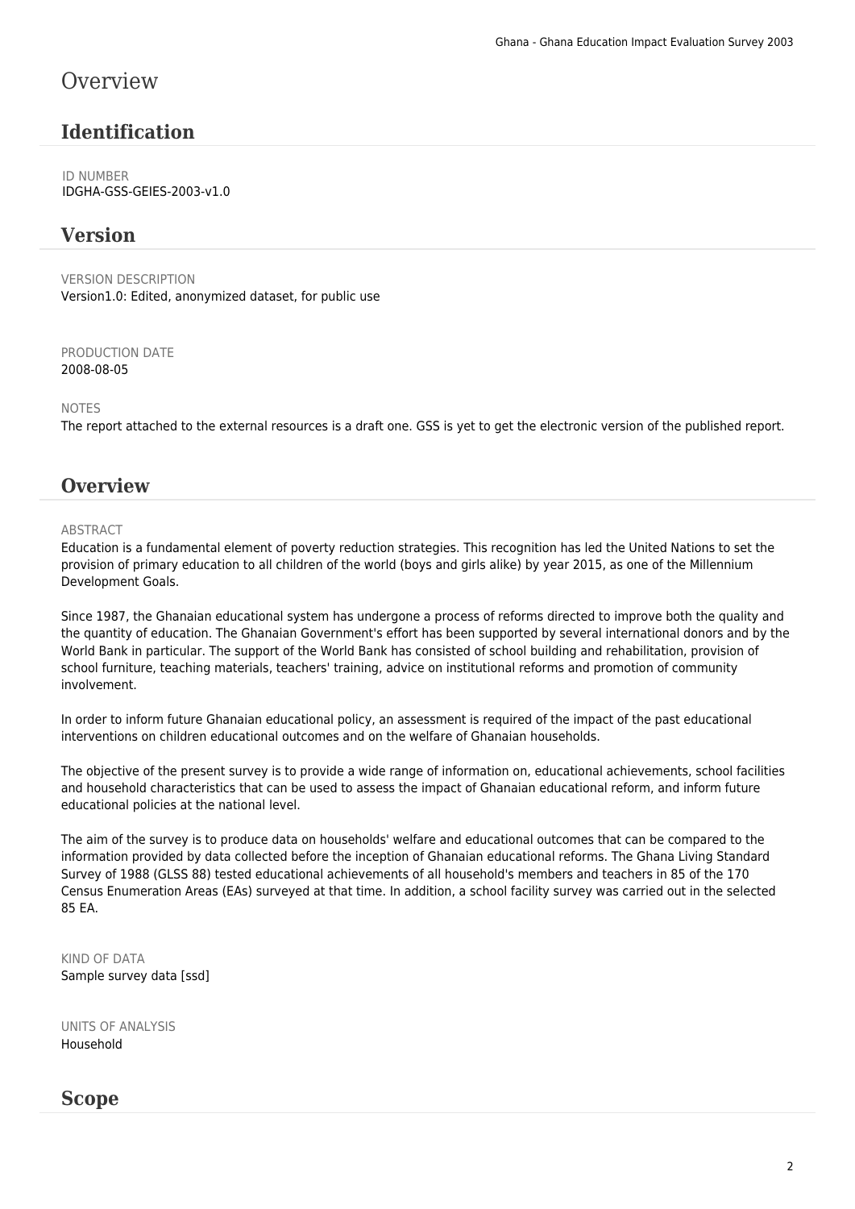# Overview

## Identification

ID NUMBER
IDGHA-GSS-GEIES-2003-v1.0

## Version

VERSION DESCRIPTION
Version1.0: Edited, anonymized dataset, for public use

PRODUCTION DATE
2008-08-05

NOTES
The report attached to the external resources is a draft one. GSS is yet to get the electronic version of the published report.

## Overview

ABSTRACT
Education is a fundamental element of poverty reduction strategies. This recognition has led the United Nations to set the provision of primary education to all children of the world (boys and girls alike) by year 2015, as one of the Millennium Development Goals.

Since 1987, the Ghanaian educational system has undergone a process of reforms directed to improve both the quality and the quantity of education. The Ghanaian Government's effort has been supported by several international donors and by the World Bank in particular. The support of the World Bank has consisted of school building and rehabilitation, provision of school furniture, teaching materials, teachers' training, advice on institutional reforms and promotion of community involvement.

In order to inform future Ghanaian educational policy, an assessment is required of the impact of the past educational interventions on children educational outcomes and on the welfare of Ghanaian households.

The objective of the present survey is to provide a wide range of information on, educational achievements, school facilities and household characteristics that can be used to assess the impact of Ghanaian educational reform, and inform future educational policies at the national level.

The aim of the survey is to produce data on households' welfare and educational outcomes that can be compared to the information provided by data collected before the inception of Ghanaian educational reforms. The Ghana Living Standard Survey of 1988 (GLSS 88) tested educational achievements of all household's members and teachers in 85 of the 170 Census Enumeration Areas (EAs) surveyed at that time. In addition, a school facility survey was carried out in the selected 85 EA.

KIND OF DATA
Sample survey data [ssd]

UNITS OF ANALYSIS
Household

## Scope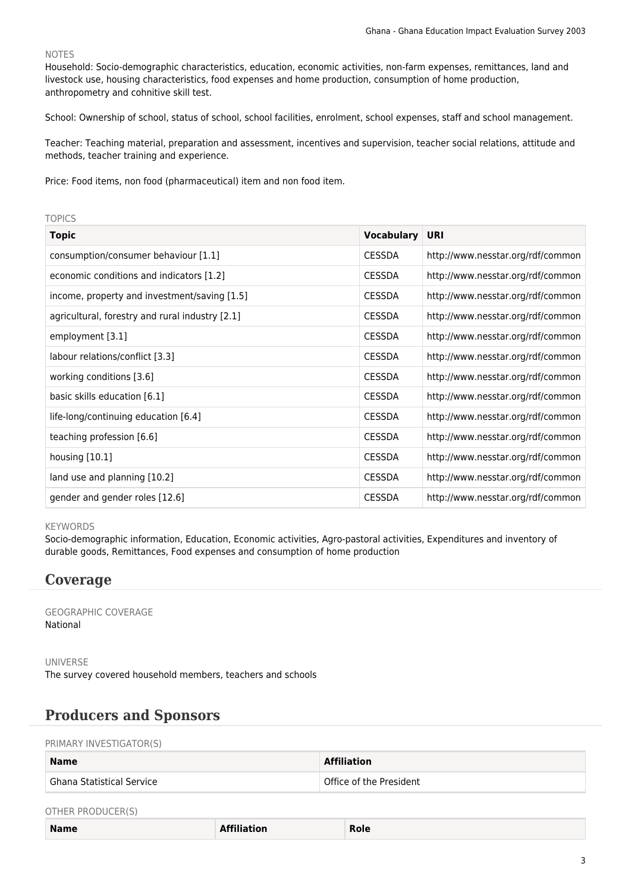NOTES

Household: Socio-demographic characteristics, education, economic activities, non-farm expenses, remittances, land and livestock use, housing characteristics, food expenses and home production, consumption of home production, anthropometry and cohnitive skill test.

School: Ownership of school, status of school, school facilities, enrolment, school expenses, staff and school management.

Teacher: Teaching material, preparation and assessment, incentives and supervision, teacher social relations, attitude and methods, teacher training and experience.

Price: Food items, non food (pharmaceutical) item and non food item.

TOPICS

| Topic | Vocabulary | URI |
|---|---|---|
| consumption/consumer behaviour [1.1] | CESSDA | http://www.nesstar.org/rdf/common |
| economic conditions and indicators [1.2] | CESSDA | http://www.nesstar.org/rdf/common |
| income, property and investment/saving [1.5] | CESSDA | http://www.nesstar.org/rdf/common |
| agricultural, forestry and rural industry [2.1] | CESSDA | http://www.nesstar.org/rdf/common |
| employment [3.1] | CESSDA | http://www.nesstar.org/rdf/common |
| labour relations/conflict [3.3] | CESSDA | http://www.nesstar.org/rdf/common |
| working conditions [3.6] | CESSDA | http://www.nesstar.org/rdf/common |
| basic skills education [6.1] | CESSDA | http://www.nesstar.org/rdf/common |
| life-long/continuing education [6.4] | CESSDA | http://www.nesstar.org/rdf/common |
| teaching profession [6.6] | CESSDA | http://www.nesstar.org/rdf/common |
| housing [10.1] | CESSDA | http://www.nesstar.org/rdf/common |
| land use and planning [10.2] | CESSDA | http://www.nesstar.org/rdf/common |
| gender and gender roles [12.6] | CESSDA | http://www.nesstar.org/rdf/common |

KEYWORDS

Socio-demographic information, Education, Economic activities, Agro-pastoral activities, Expenditures and inventory of durable goods, Remittances, Food expenses and consumption of home production

## Coverage

GEOGRAPHIC COVERAGE

National

UNIVERSE

The survey covered household members, teachers and schools

## Producers and Sponsors

PRIMARY INVESTIGATOR(S)

| Name | Affiliation |
|---|---|
| Ghana Statistical Service | Office of the President |

OTHER PRODUCER(S)

| Name | Affiliation | Role |
|---|---|---|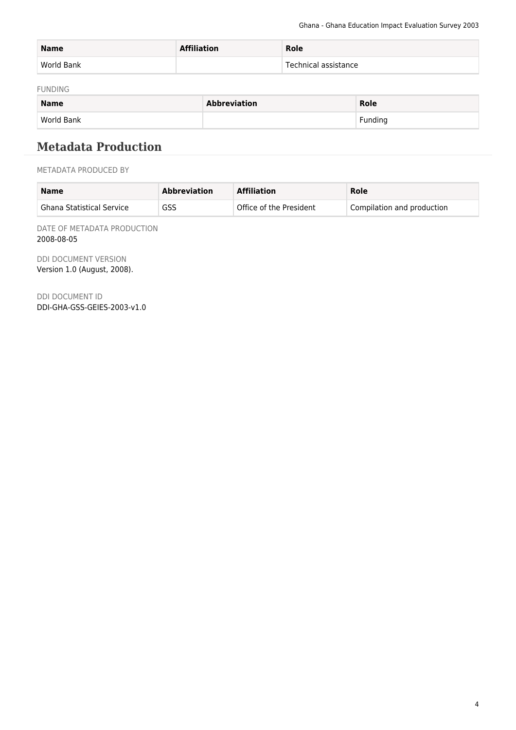| Name | Affiliation | Role |
|---|---|---|
| World Bank | | Technical assistance |

FUNDING

| Name | Abbreviation | Role |
|---|---|---|
| World Bank | | Funding |

## Metadata Production

METADATA PRODUCED BY

| Name | Abbreviation | Affiliation | Role |
|---|---|---|---|
| Ghana Statistical Service | GSS | Office of the President | Compilation and production |

DATE OF METADATA PRODUCTION
2008-08-05

DDI DOCUMENT VERSION
Version 1.0 (August, 2008).

DDI DOCUMENT ID
DDI-GHA-GSS-GEIES-2003-v1.0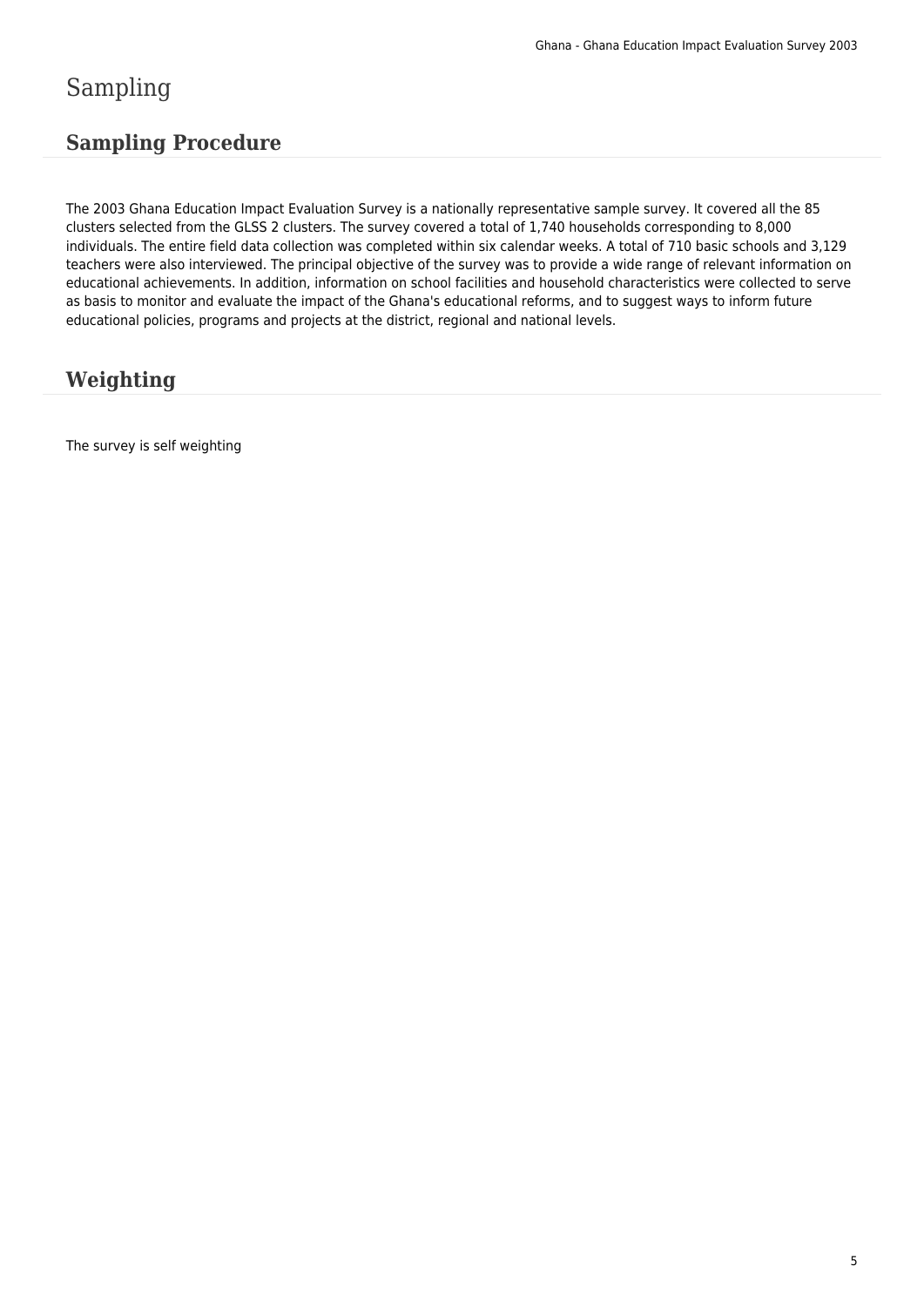# Sampling

## Sampling Procedure

The 2003 Ghana Education Impact Evaluation Survey is a nationally representative sample survey. It covered all the 85 clusters selected from the GLSS 2 clusters. The survey covered a total of 1,740 households corresponding to 8,000 individuals. The entire field data collection was completed within six calendar weeks. A total of 710 basic schools and 3,129 teachers were also interviewed. The principal objective of the survey was to provide a wide range of relevant information on educational achievements. In addition, information on school facilities and household characteristics were collected to serve as basis to monitor and evaluate the impact of the Ghana's educational reforms, and to suggest ways to inform future educational policies, programs and projects at the district, regional and national levels.

## Weighting

The survey is self weighting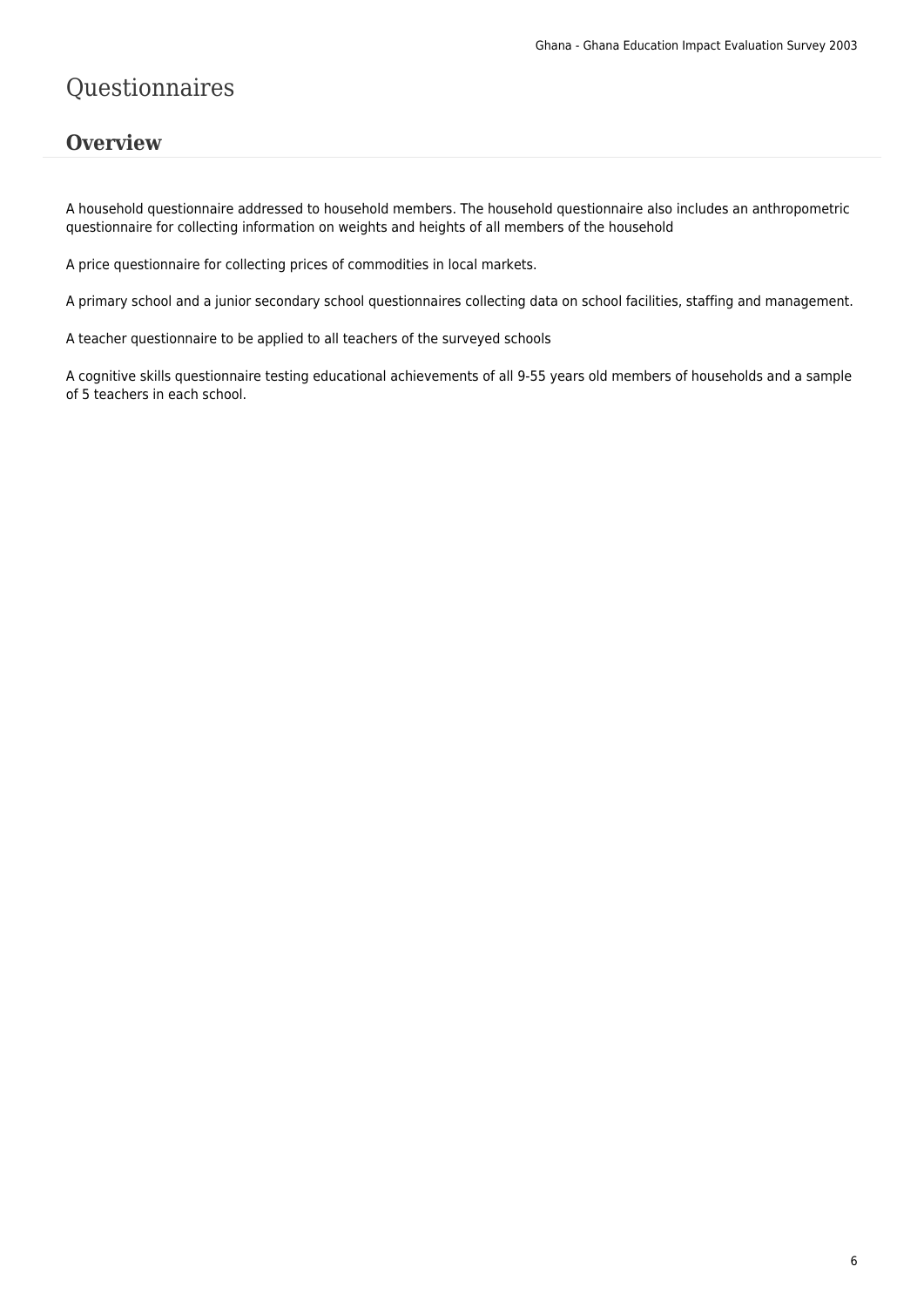# Questionnaires

## Overview

A household questionnaire addressed to household members. The household questionnaire also includes an anthropometric questionnaire for collecting information on weights and heights of all members of the household

A price questionnaire for collecting prices of commodities in local markets.

A primary school and a junior secondary school questionnaires collecting data on school facilities, staffing and management.

A teacher questionnaire to be applied to all teachers of the surveyed schools

A cognitive skills questionnaire testing educational achievements of all 9-55 years old members of households and a sample of 5 teachers in each school.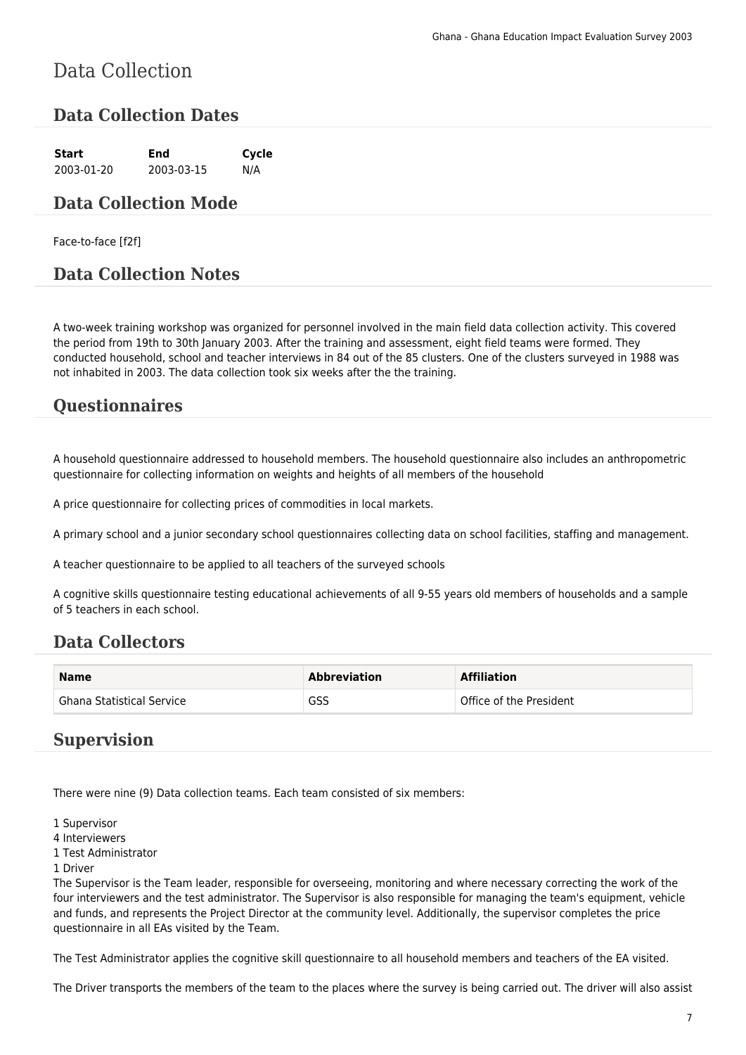# Data Collection

## Data Collection Dates

| Start | End | Cycle |
|---|---|---|
| 2003-01-20 | 2003-03-15 | N/A |

## Data Collection Mode

Face-to-face [f2f]

## Data Collection Notes

A two-week training workshop was organized for personnel involved in the main field data collection activity. This covered the period from 19th to 30th January 2003. After the training and assessment, eight field teams were formed. They conducted household, school and teacher interviews in 84 out of the 85 clusters. One of the clusters surveyed in 1988 was not inhabited in 2003. The data collection took six weeks after the the training.

## Questionnaires

A household questionnaire addressed to household members. The household questionnaire also includes an anthropometric questionnaire for collecting information on weights and heights of all members of the household

A price questionnaire for collecting prices of commodities in local markets.

A primary school and a junior secondary school questionnaires collecting data on school facilities, staffing and management.

A teacher questionnaire to be applied to all teachers of the surveyed schools

A cognitive skills questionnaire testing educational achievements of all 9-55 years old members of households and a sample of 5 teachers in each school.

## Data Collectors

| Name | Abbreviation | Affiliation |
|---|---|---|
| Ghana Statistical Service | GSS | Office of the President |

## Supervision

There were nine (9) Data collection teams. Each team consisted of six members:

1 Supervisor
4 Interviewers
1 Test Administrator
1 Driver
The Supervisor is the Team leader, responsible for overseeing, monitoring and where necessary correcting the work of the four interviewers and the test administrator. The Supervisor is also responsible for managing the team's equipment, vehicle and funds, and represents the Project Director at the community level. Additionally, the supervisor completes the price questionnaire in all EAs visited by the Team.

The Test Administrator applies the cognitive skill questionnaire to all household members and teachers of the EA visited.

The Driver transports the members of the team to the places where the survey is being carried out. The driver will also assist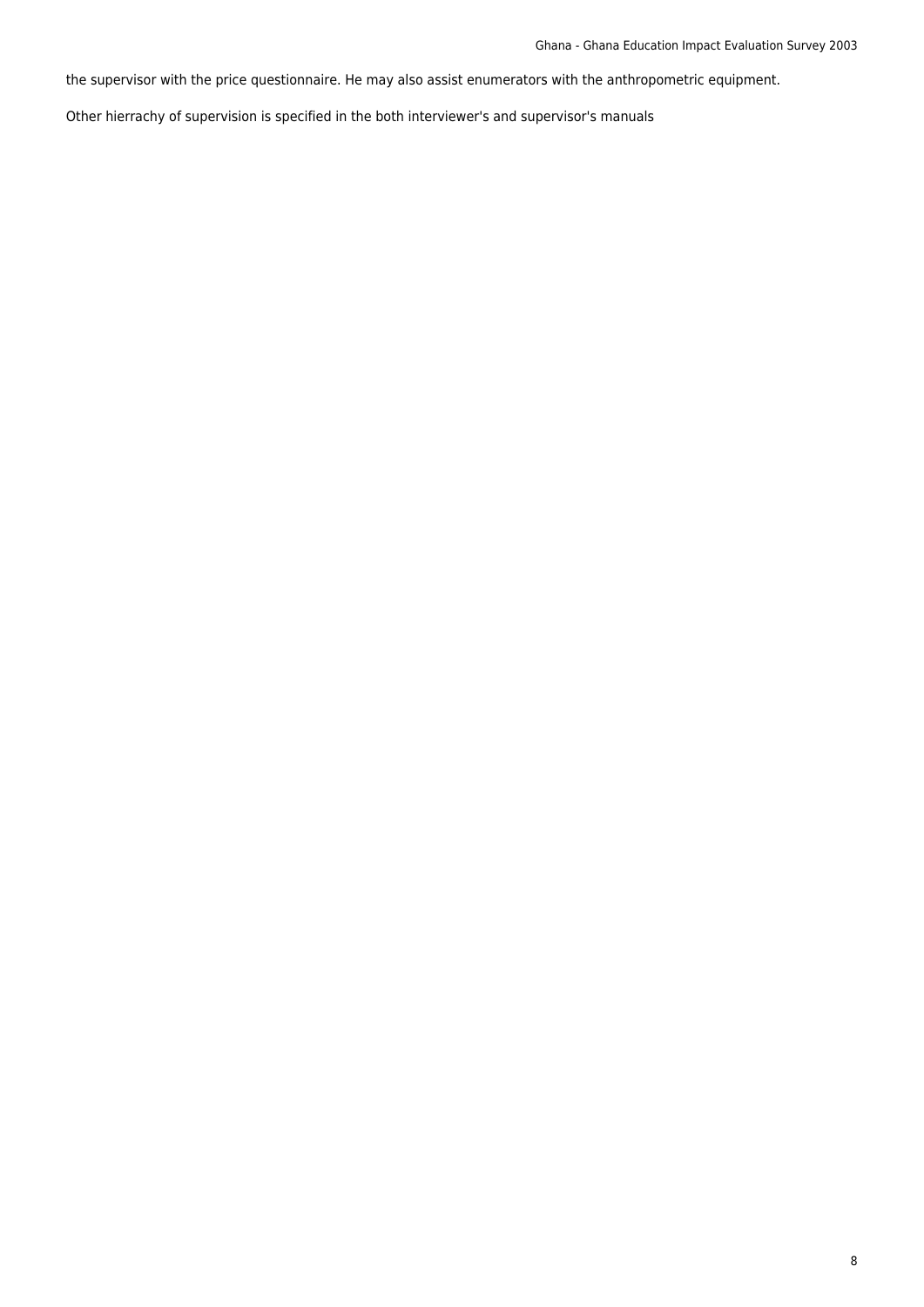the supervisor with the price questionnaire. He may also assist enumerators with the anthropometric equipment.

Other hierrachy of supervision is specified in the both interviewer's and supervisor's manuals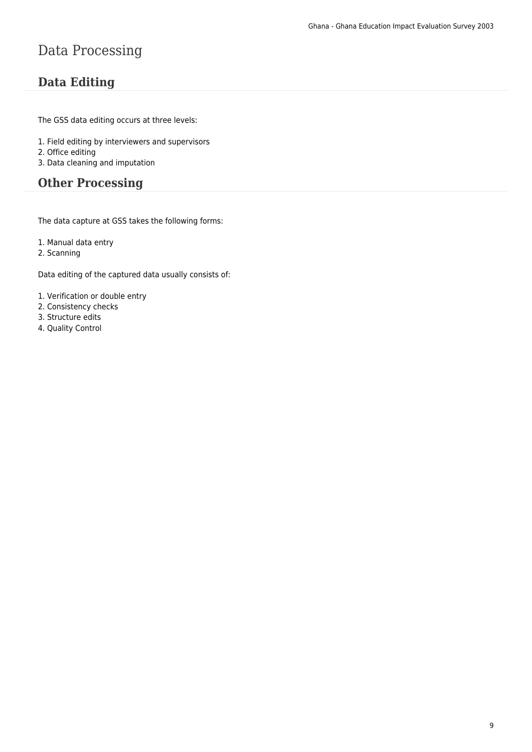# Data Processing

## Data Editing

The GSS data editing occurs at three levels:

1. Field editing by interviewers and supervisors
2. Office editing
3. Data cleaning and imputation

## Other Processing

The data capture at GSS takes the following forms:

1. Manual data entry
2. Scanning

Data editing of the captured data usually consists of:

1. Verification or double entry
2. Consistency checks
3. Structure edits
4. Quality Control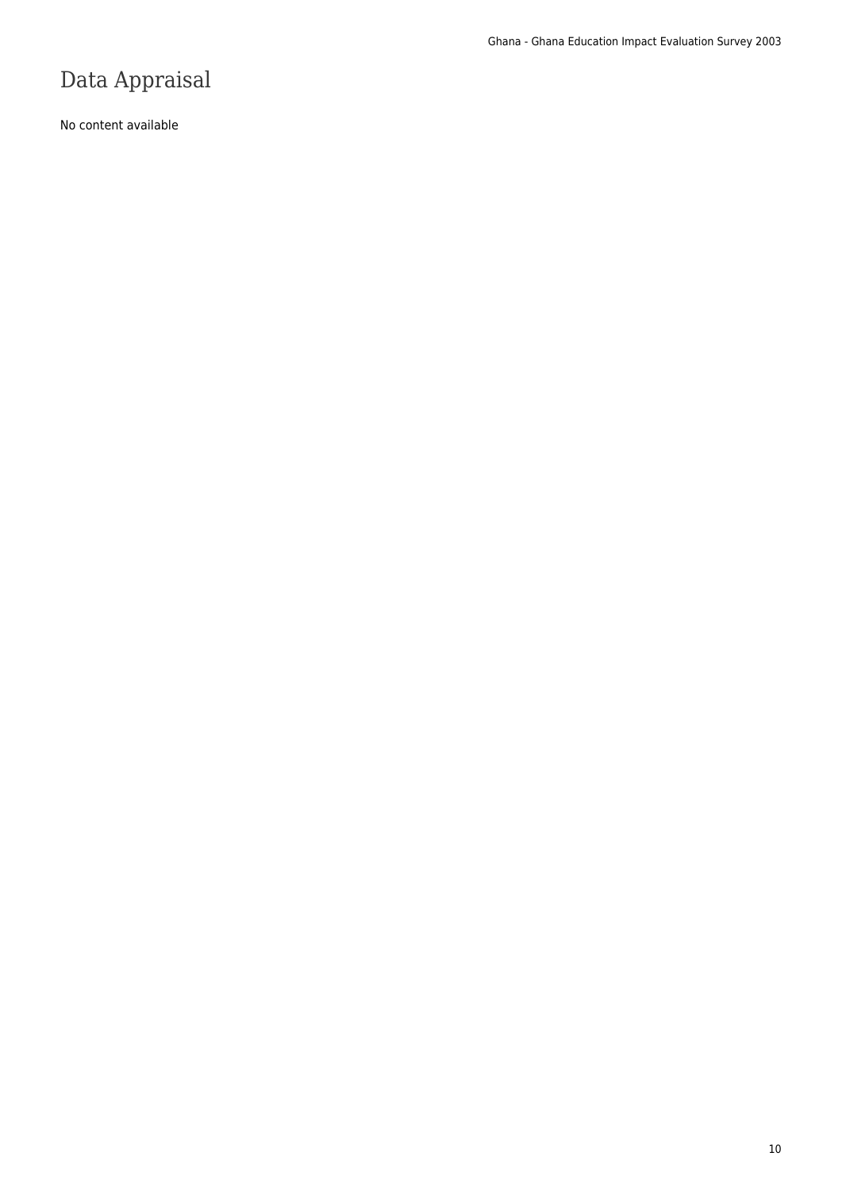# Data Appraisal

No content available